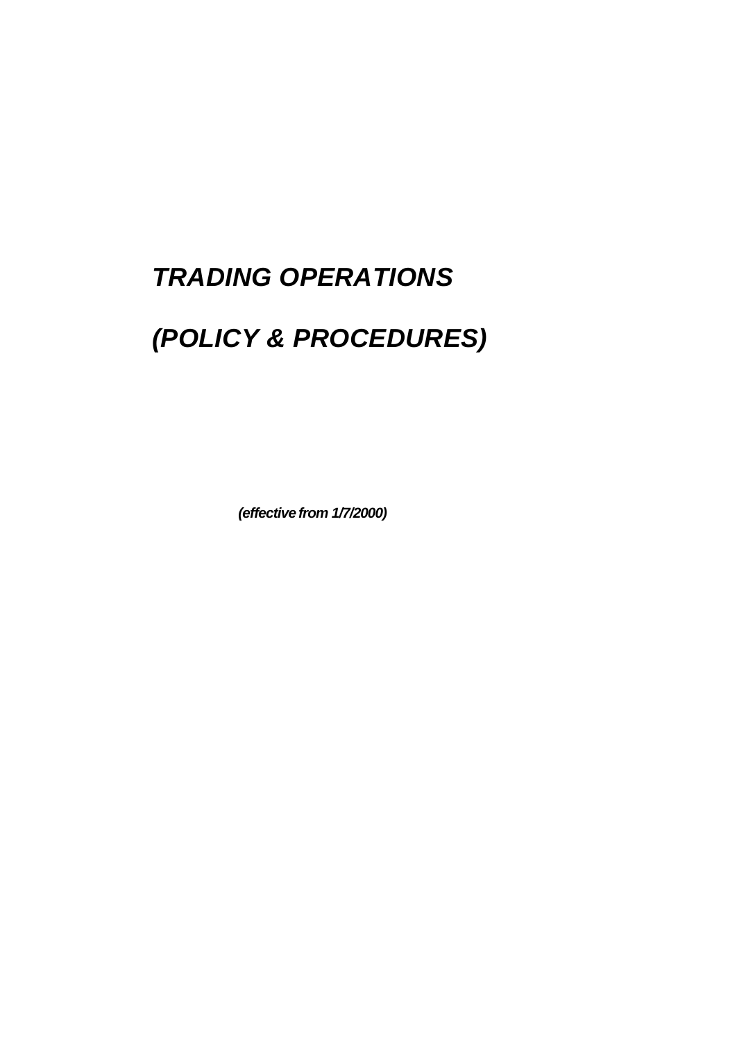# *TRADING OPERATIONS*

# *(POLICY & PROCEDURES)*

***(effective from 1/7/2000)***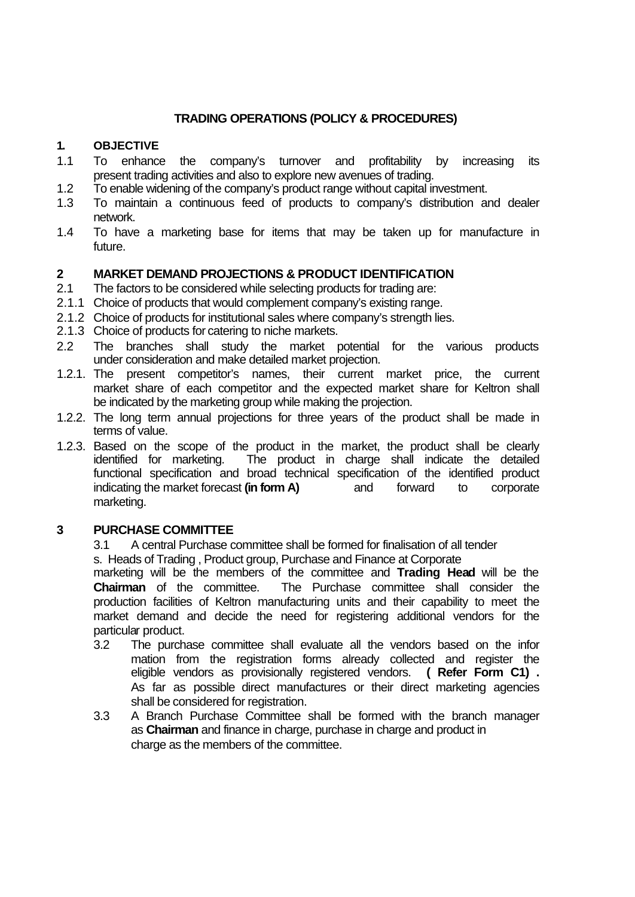**TRADING OPERATIONS (POLICY & PROCEDURES)**

**1. OBJECTIVE**

1.1 To enhance the company's turnover and profitability by increasing its present trading activities and also to explore new avenues of trading.

1.2 To enable widening of the company's product range without capital investment.

1.3 To maintain a continuous feed of products to company's distribution and dealer network.

1.4 To have a marketing base for items that may be taken up for manufacture in future.

**2 MARKET DEMAND PROJECTIONS & PRODUCT IDENTIFICATION**

2.1 The factors to be considered while selecting products for trading are:

2.1.1 Choice of products that would complement company's existing range.

2.1.2 Choice of products for institutional sales where company's strength lies.

2.1.3 Choice of products for catering to niche markets.

2.2 The branches shall study the market potential for the various products under consideration and make detailed market projection.

1.2.1. The present competitor's names, their current market price, the current market share of each competitor and the expected market share for Keltron shall be indicated by the marketing group while making the projection.

1.2.2. The long term annual projections for three years of the product shall be made in terms of value.

1.2.3. Based on the scope of the product in the market, the product shall be clearly identified for marketing. The product in charge shall indicate the detailed functional specification and broad technical specification of the identified product indicating the market forecast **(in form A)** and forward to corporate marketing.

**3 PURCHASE COMMITTEE**

3.1 A central Purchase committee shall be formed for finalisation of all tender s. Heads of Trading , Product group, Purchase and Finance at Corporate marketing will be the members of the committee and **Trading Head** will be the **Chairman** of the committee. The Purchase committee shall consider the production facilities of Keltron manufacturing units and their capability to meet the market demand and decide the need for registering additional vendors for the particular product.

3.2 The purchase committee shall evaluate all the vendors based on the infor mation from the registration forms already collected and register the eligible vendors as provisionally registered vendors. **( Refer Form C1) .** As far as possible direct manufactures or their direct marketing agencies shall be considered for registration.

3.3 A Branch Purchase Committee shall be formed with the branch manager as **Chairman** and finance in charge, purchase in charge and product in charge as the members of the committee.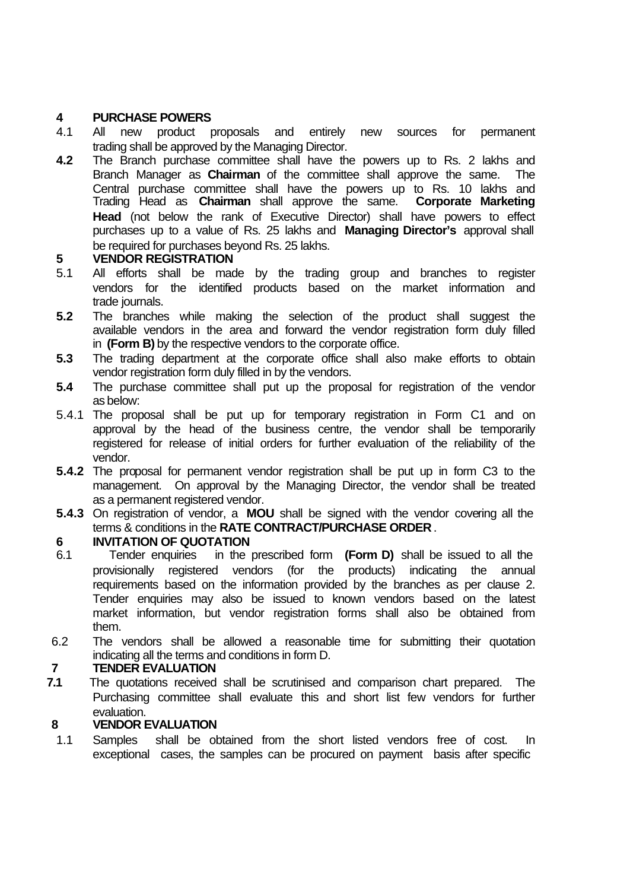## 4 PURCHASE POWERS

4.1 All new product proposals and entirely new sources for permanent trading shall be approved by the Managing Director.

**4.2** The Branch purchase committee shall have the powers up to Rs. 2 lakhs and Branch Manager as **Chairman** of the committee shall approve the same. The Central purchase committee shall have the powers up to Rs. 10 lakhs and Trading Head as **Chairman** shall approve the same. **Corporate Marketing Head** (not below the rank of Executive Director) shall have powers to effect purchases up to a value of Rs. 25 lakhs and **Managing Director's** approval shall be required for purchases beyond Rs. 25 lakhs.

## 5 VENDOR REGISTRATION

5.1 All efforts shall be made by the trading group and branches to register vendors for the identified products based on the market information and trade journals.

**5.2** The branches while making the selection of the product shall suggest the available vendors in the area and forward the vendor registration form duly filled in **(Form B)** by the respective vendors to the corporate office.

**5.3** The trading department at the corporate office shall also make efforts to obtain vendor registration form duly filled in by the vendors.

**5.4** The purchase committee shall put up the proposal for registration of the vendor as below:

5.4.1 The proposal shall be put up for temporary registration in Form C1 and on approval by the head of the business centre, the vendor shall be temporarily registered for release of initial orders for further evaluation of the reliability of the vendor.

**5.4.2** The proposal for permanent vendor registration shall be put up in form C3 to the management. On approval by the Managing Director, the vendor shall be treated as a permanent registered vendor.

**5.4.3** On registration of vendor, a **MOU** shall be signed with the vendor covering all the terms & conditions in the **RATE CONTRACT/PURCHASE ORDER**.

## 6 INVITATION OF QUOTATION

6.1 Tender enquiries in the prescribed form **(Form D)** shall be issued to all the provisionally registered vendors (for the products) indicating the annual requirements based on the information provided by the branches as per clause 2. Tender enquiries may also be issued to known vendors based on the latest market information, but vendor registration forms shall also be obtained from them.

6.2 The vendors shall be allowed a reasonable time for submitting their quotation indicating all the terms and conditions in form D.

## 7 TENDER EVALUATION

**7.1** The quotations received shall be scrutinised and comparison chart prepared. The Purchasing committee shall evaluate this and short list few vendors for further evaluation.

## 8 VENDOR EVALUATION

1.1 Samples shall be obtained from the short listed vendors free of cost. In exceptional cases, the samples can be procured on payment basis after specific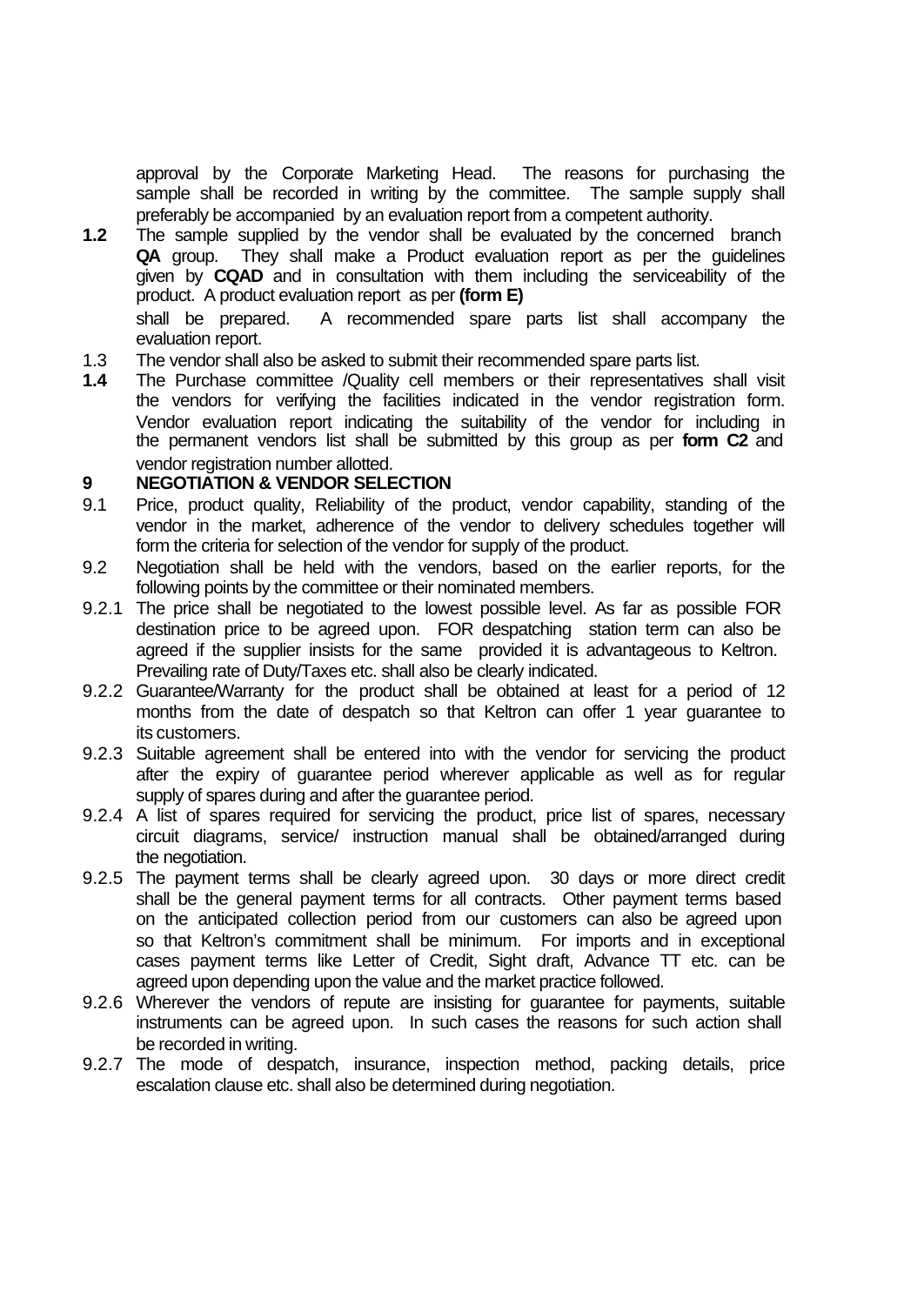approval by the Corporate Marketing Head. The reasons for purchasing the sample shall be recorded in writing by the committee. The sample supply shall preferably be accompanied by an evaluation report from a competent authority.

**1.2** The sample supplied by the vendor shall be evaluated by the concerned branch **QA** group. They shall make a Product evaluation report as per the guidelines given by **CQAD** and in consultation with them including the serviceability of the product. A product evaluation report as per **(form E)** shall be prepared. A recommended spare parts list shall accompany the evaluation report.

1.3 The vendor shall also be asked to submit their recommended spare parts list.

**1.4** The Purchase committee /Quality cell members or their representatives shall visit the vendors for verifying the facilities indicated in the vendor registration form. Vendor evaluation report indicating the suitability of the vendor for including in the permanent vendors list shall be submitted by this group as per **form C2** and vendor registration number allotted.

## 9 NEGOTIATION & VENDOR SELECTION

9.1 Price, product quality, Reliability of the product, vendor capability, standing of the vendor in the market, adherence of the vendor to delivery schedules together will form the criteria for selection of the vendor for supply of the product.

9.2 Negotiation shall be held with the vendors, based on the earlier reports, for the following points by the committee or their nominated members.

9.2.1 The price shall be negotiated to the lowest possible level. As far as possible FOR destination price to be agreed upon. FOR despatching station term can also be agreed if the supplier insists for the same provided it is advantageous to Keltron. Prevailing rate of Duty/Taxes etc. shall also be clearly indicated.

9.2.2 Guarantee/Warranty for the product shall be obtained at least for a period of 12 months from the date of despatch so that Keltron can offer 1 year guarantee to its customers.

9.2.3 Suitable agreement shall be entered into with the vendor for servicing the product after the expiry of guarantee period wherever applicable as well as for regular supply of spares during and after the guarantee period.

9.2.4 A list of spares required for servicing the product, price list of spares, necessary circuit diagrams, service/ instruction manual shall be obtained/arranged during the negotiation.

9.2.5 The payment terms shall be clearly agreed upon. 30 days or more direct credit shall be the general payment terms for all contracts. Other payment terms based on the anticipated collection period from our customers can also be agreed upon so that Keltron's commitment shall be minimum. For imports and in exceptional cases payment terms like Letter of Credit, Sight draft, Advance TT etc. can be agreed upon depending upon the value and the market practice followed.

9.2.6 Wherever the vendors of repute are insisting for guarantee for payments, suitable instruments can be agreed upon. In such cases the reasons for such action shall be recorded in writing.

9.2.7 The mode of despatch, insurance, inspection method, packing details, price escalation clause etc. shall also be determined during negotiation.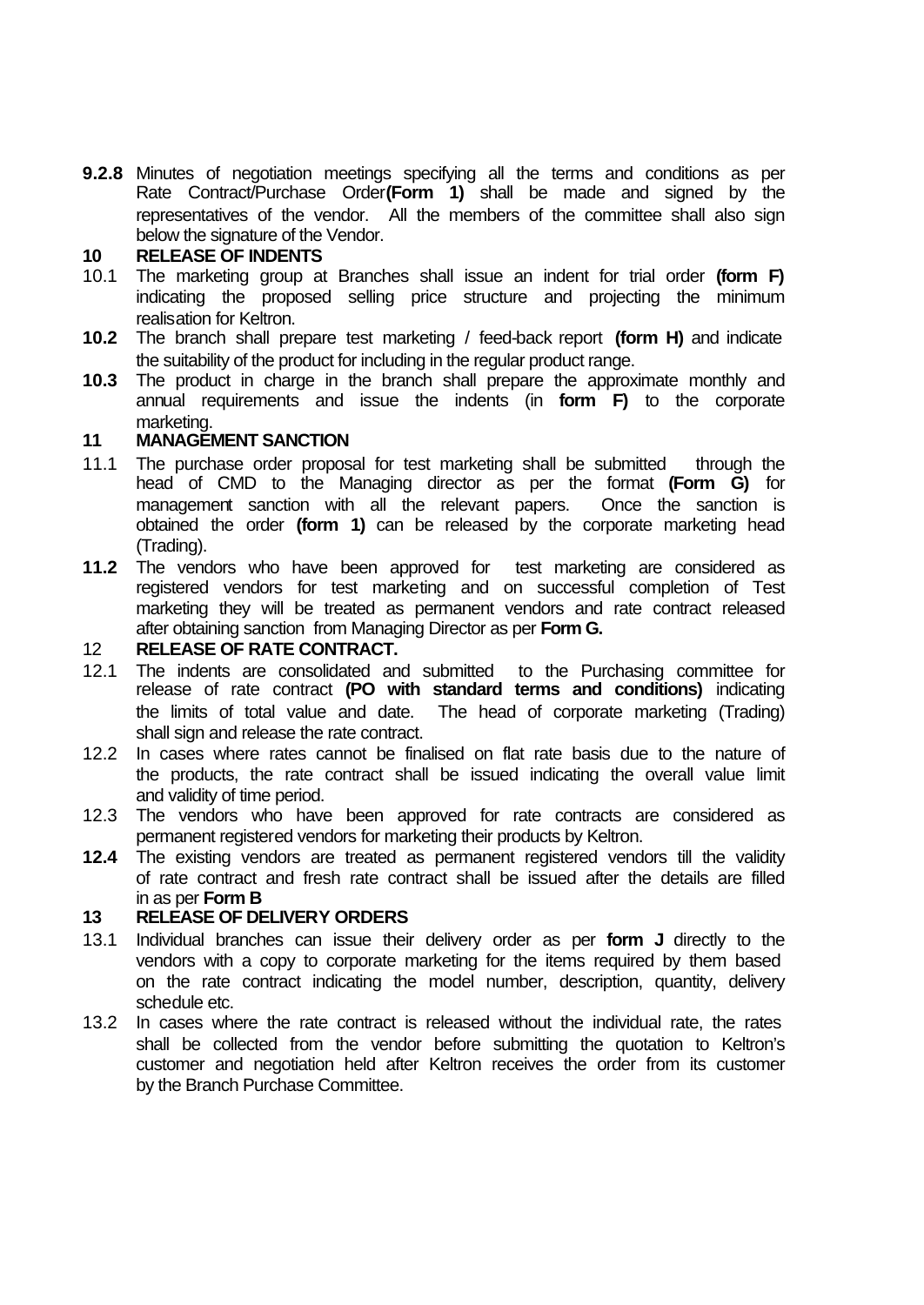**9.2.8** Minutes of negotiation meetings specifying all the terms and conditions as per Rate Contract/Purchase Order **(Form 1)** shall be made and signed by the representatives of the vendor. All the members of the committee shall also sign below the signature of the Vendor.

## 10 RELEASE OF INDENTS

10.1 The marketing group at Branches shall issue an indent for trial order **(form F)** indicating the proposed selling price structure and projecting the minimum realisation for Keltron.

**10.2** The branch shall prepare test marketing / feed-back report **(form H)** and indicate the suitability of the product for including in the regular product range.

**10.3** The product in charge in the branch shall prepare the approximate monthly and annual requirements and issue the indents (in **form F)** to the corporate marketing.

## 11 MANAGEMENT SANCTION

11.1 The purchase order proposal for test marketing shall be submitted through the head of CMD to the Managing director as per the format **(Form G)** for management sanction with all the relevant papers. Once the sanction is obtained the order **(form 1)** can be released by the corporate marketing head (Trading).

**11.2** The vendors who have been approved for test marketing are considered as registered vendors for test marketing and on successful completion of Test marketing they will be treated as permanent vendors and rate contract released after obtaining sanction from Managing Director as per **Form G.**

## 12 RELEASE OF RATE CONTRACT.

12.1 The indents are consolidated and submitted to the Purchasing committee for release of rate contract **(PO with standard terms and conditions)** indicating the limits of total value and date. The head of corporate marketing (Trading) shall sign and release the rate contract.

12.2 In cases where rates cannot be finalised on flat rate basis due to the nature of the products, the rate contract shall be issued indicating the overall value limit and validity of time period.

12.3 The vendors who have been approved for rate contracts are considered as permanent registered vendors for marketing their products by Keltron.

**12.4** The existing vendors are treated as permanent registered vendors till the validity of rate contract and fresh rate contract shall be issued after the details are filled in as per **Form B**

## 13 RELEASE OF DELIVERY ORDERS

13.1 Individual branches can issue their delivery order as per **form J** directly to the vendors with a copy to corporate marketing for the items required by them based on the rate contract indicating the model number, description, quantity, delivery schedule etc.

13.2 In cases where the rate contract is released without the individual rate, the rates shall be collected from the vendor before submitting the quotation to Keltron's customer and negotiation held after Keltron receives the order from its customer by the Branch Purchase Committee.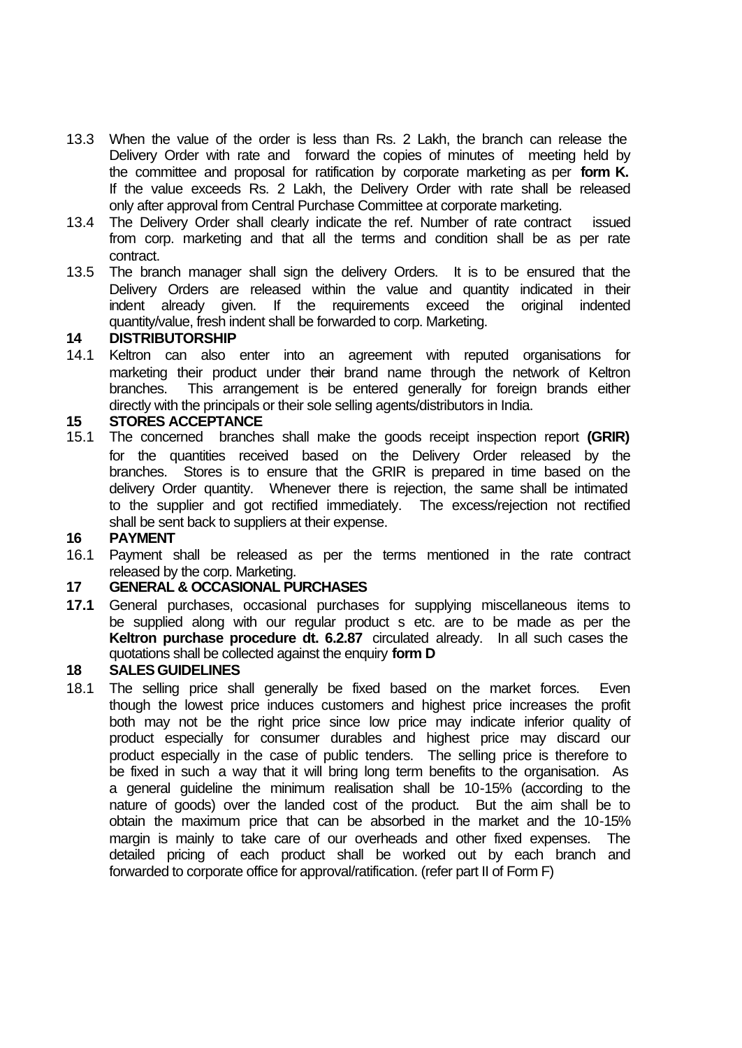13.3 When the value of the order is less than Rs. 2 Lakh, the branch can release the Delivery Order with rate and forward the copies of minutes of meeting held by the committee and proposal for ratification by corporate marketing as per **form K.** If the value exceeds Rs. 2 Lakh, the Delivery Order with rate shall be released only after approval from Central Purchase Committee at corporate marketing.

13.4 The Delivery Order shall clearly indicate the ref. Number of rate contract issued from corp. marketing and that all the terms and condition shall be as per rate contract.

13.5 The branch manager shall sign the delivery Orders. It is to be ensured that the Delivery Orders are released within the value and quantity indicated in their indent already given. If the requirements exceed the original indented quantity/value, fresh indent shall be forwarded to corp. Marketing.

## 14 DISTRIBUTORSHIP

14.1 Keltron can also enter into an agreement with reputed organisations for marketing their product under their brand name through the network of Keltron branches. This arrangement is be entered generally for foreign brands either directly with the principals or their sole selling agents/distributors in India.

## 15 STORES ACCEPTANCE

15.1 The concerned branches shall make the goods receipt inspection report **(GRIR)** for the quantities received based on the Delivery Order released by the branches. Stores is to ensure that the GRIR is prepared in time based on the delivery Order quantity. Whenever there is rejection, the same shall be intimated to the supplier and got rectified immediately. The excess/rejection not rectified shall be sent back to suppliers at their expense.

## 16 PAYMENT

16.1 Payment shall be released as per the terms mentioned in the rate contract released by the corp. Marketing.

## 17 GENERAL & OCCASIONAL PURCHASES

**17.1** General purchases, occasional purchases for supplying miscellaneous items to be supplied along with our regular product s etc. are to be made as per the **Keltron purchase procedure dt. 6.2.87** circulated already. In all such cases the quotations shall be collected against the enquiry **form D**

## 18 SALES GUIDELINES

18.1 The selling price shall generally be fixed based on the market forces. Even though the lowest price induces customers and highest price increases the profit both may not be the right price since low price may indicate inferior quality of product especially for consumer durables and highest price may discard our product especially in the case of public tenders. The selling price is therefore to be fixed in such a way that it will bring long term benefits to the organisation. As a general guideline the minimum realisation shall be 10-15% (according to the nature of goods) over the landed cost of the product. But the aim shall be to obtain the maximum price that can be absorbed in the market and the 10-15% margin is mainly to take care of our overheads and other fixed expenses. The detailed pricing of each product shall be worked out by each branch and forwarded to corporate office for approval/ratification. (refer part II of Form F)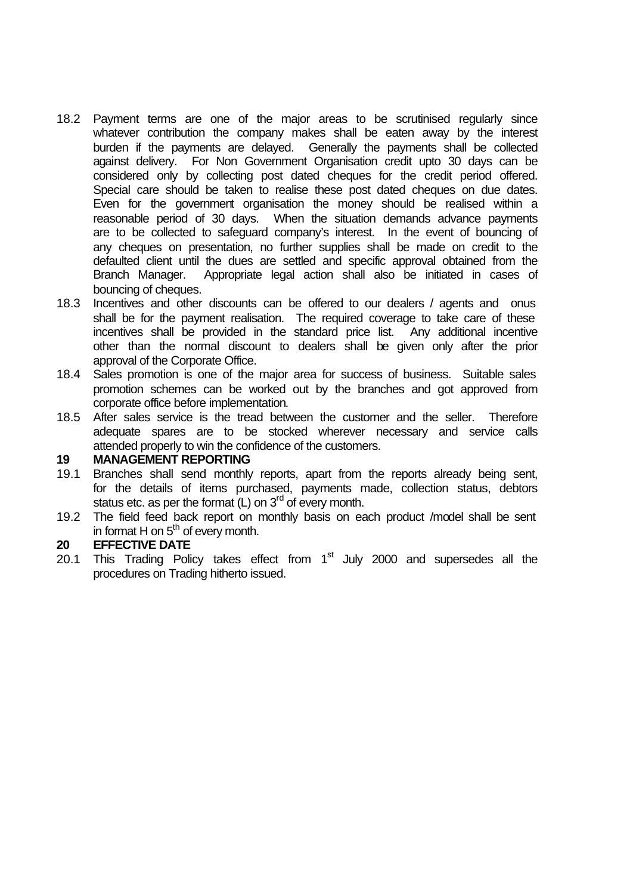18.2 Payment terms are one of the major areas to be scrutinised regularly since whatever contribution the company makes shall be eaten away by the interest burden if the payments are delayed. Generally the payments shall be collected against delivery. For Non Government Organisation credit upto 30 days can be considered only by collecting post dated cheques for the credit period offered. Special care should be taken to realise these post dated cheques on due dates. Even for the government organisation the money should be realised within a reasonable period of 30 days. When the situation demands advance payments are to be collected to safeguard company's interest. In the event of bouncing of any cheques on presentation, no further supplies shall be made on credit to the defaulted client until the dues are settled and specific approval obtained from the Branch Manager. Appropriate legal action shall also be initiated in cases of bouncing of cheques.

18.3 Incentives and other discounts can be offered to our dealers / agents and onus shall be for the payment realisation. The required coverage to take care of these incentives shall be provided in the standard price list. Any additional incentive other than the normal discount to dealers shall be given only after the prior approval of the Corporate Office.

18.4 Sales promotion is one of the major area for success of business. Suitable sales promotion schemes can be worked out by the branches and got approved from corporate office before implementation.

18.5 After sales service is the tread between the customer and the seller. Therefore adequate spares are to be stocked wherever necessary and service calls attended properly to win the confidence of the customers.

## 19 MANAGEMENT REPORTING

19.1 Branches shall send monthly reports, apart from the reports already being sent, for the details of items purchased, payments made, collection status, debtors status etc. as per the format (L) on 3rd of every month.

19.2 The field feed back report on monthly basis on each product /model shall be sent in format H on 5th of every month.

## 20 EFFECTIVE DATE

20.1 This Trading Policy takes effect from 1st July 2000 and supersedes all the procedures on Trading hitherto issued.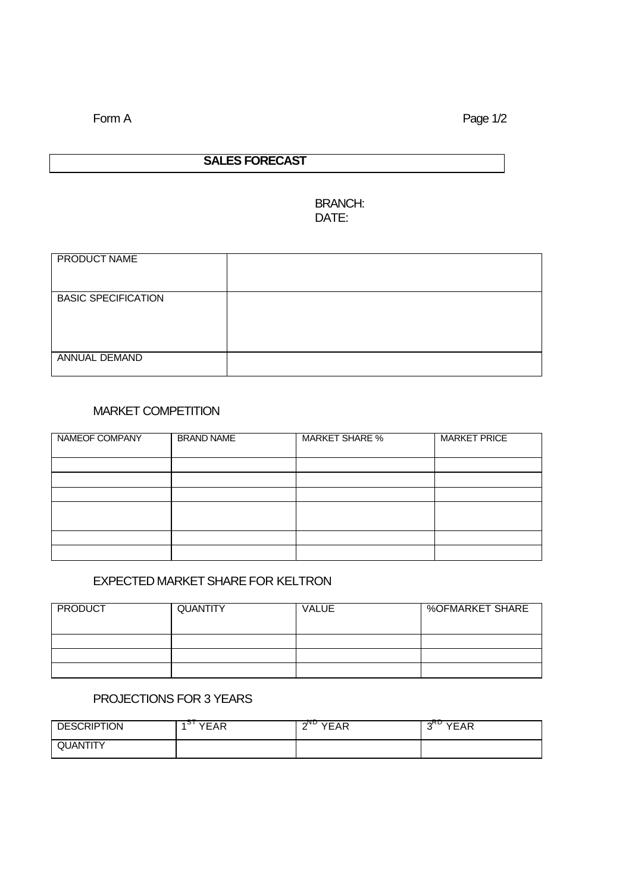Form A

Page 1/2

## SALES FORECAST

BRANCH:
DATE:

| | |
|---|---|
| PRODUCT NAME | |
| BASIC SPECIFICATION | |
| ANNUAL DEMAND | |

### MARKET COMPETITION

| NAMEOF COMPANY | BRAND NAME | MARKET SHARE % | MARKET PRICE |
|---|---|---|---|
| | | | |
| | | | |
| | | | |
| | | | |
| | | | |
| | | | |

### EXPECTED MARKET SHARE FOR KELTRON

| PRODUCT | QUANTITY | VALUE | %OFMARKET SHARE |
|---|---|---|---|
| | | | |
| | | | |
| | | | |

### PROJECTIONS FOR 3 YEARS

| DESCRIPTION | 1ST YEAR | 2ND YEAR | 3RD YEAR |
|---|---|---|---|
| QUANTITY | | | |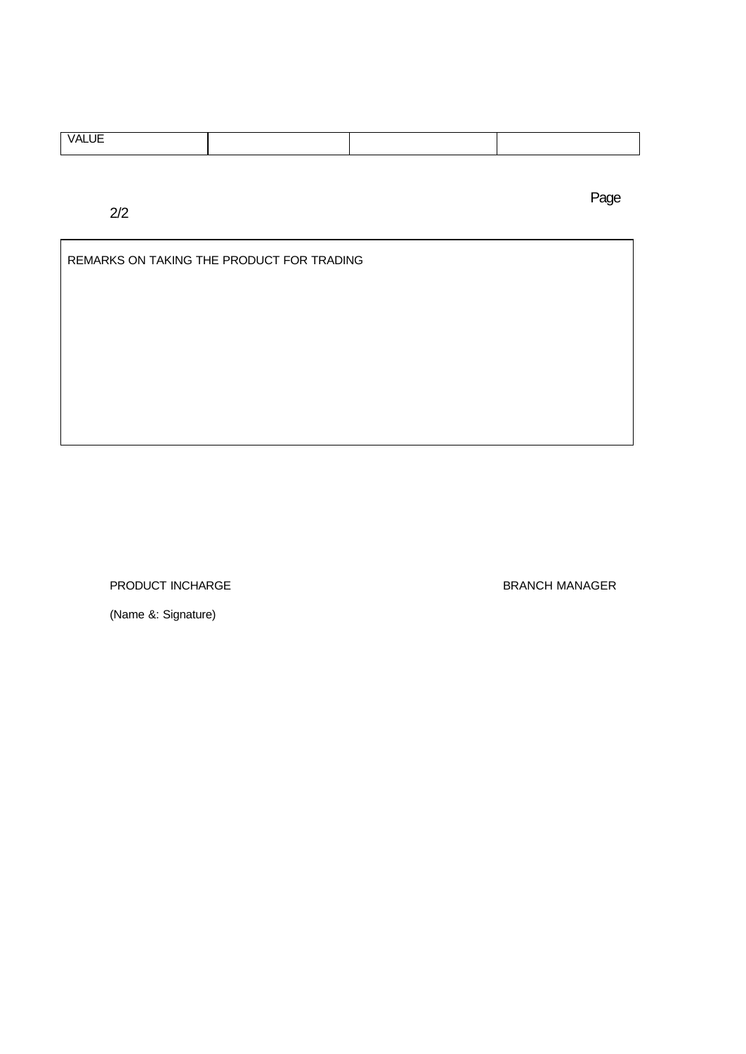| | | | |
|---|---|---|---|
| VALUE | | | |

| REMARKS ON TAKING THE PRODUCT FOR TRADING |
|---|
| |

PRODUCT INCHARGE

(Name &: Signature)

BRANCH MANAGER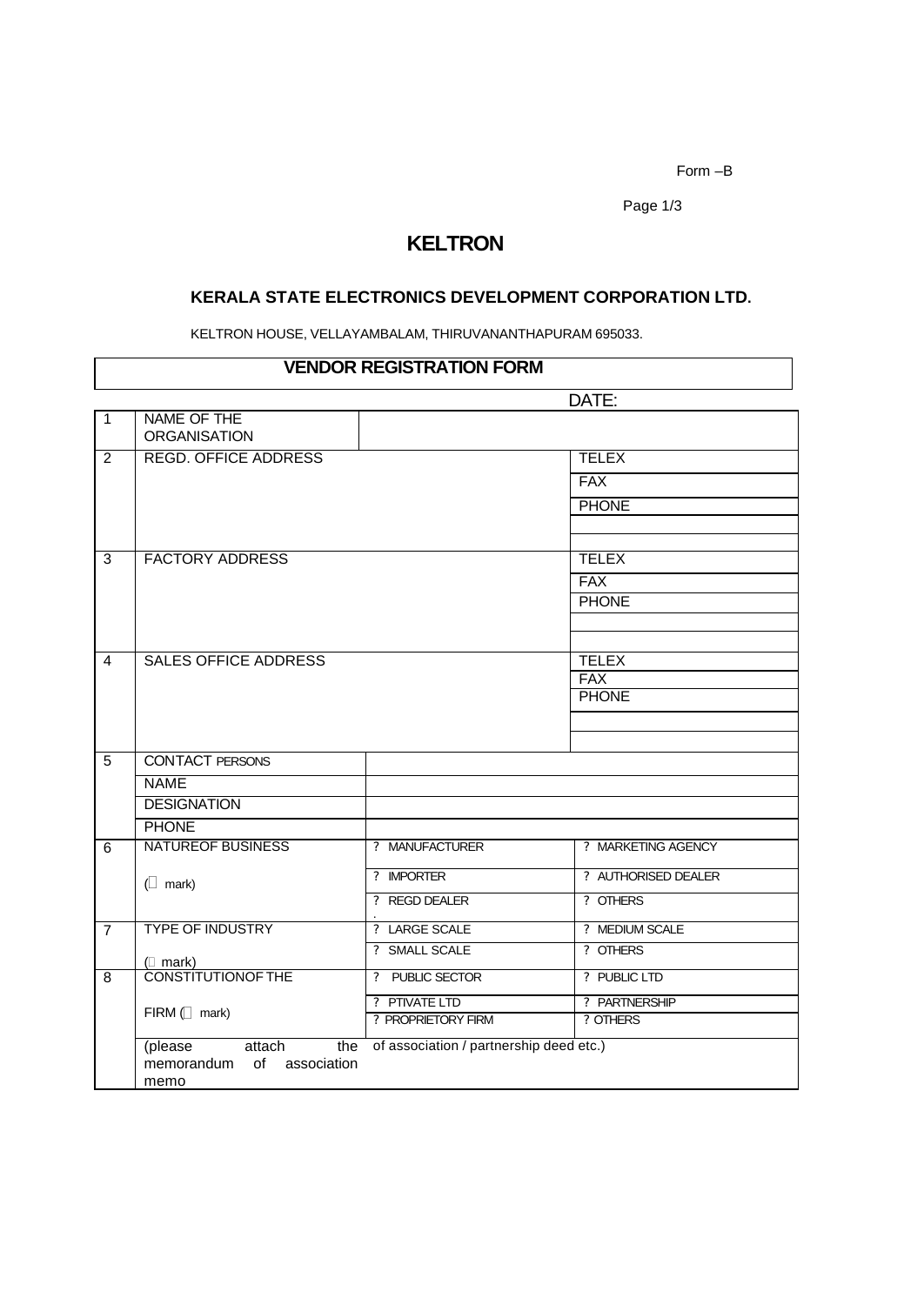Form –B

Page 1/3

# KELTRON

## KERALA STATE ELECTRONICS DEVELOPMENT CORPORATION LTD.

KELTRON HOUSE, VELLAYAMBALAM, THIRUVANANTHAPURAM 695033.

## VENDOR REGISTRATION FORM

DATE:

| | | | |
|---|---|---|---|
| 1 | NAME OF THE ORGANISATION | | |
| 2 | REGD. OFFICE ADDRESS | | TELEX |
| | | | FAX |
| | | | PHONE |
| | | | |
| | | | |
| 3 | FACTORY ADDRESS | | TELEX |
| | | | FAX |
| | | | PHONE |
| | | | |
| | | | |
| 4 | SALES OFFICE ADDRESS | | TELEX |
| | | | FAX |
| | | | PHONE |
| | | | |
| | | | |
| 5 | CONTACT PERSONS | | |
| | NAME | | |
| | DESIGNATION | | |
| | PHONE | | |
| 6 | NATUREOF BUSINESS | ? MANUFACTURER | ? MARKETING AGENCY |
| | ( mark) | ? IMPORTER | ? AUTHORISED DEALER |
| | | ? REGD DEALER | ? OTHERS |
| 7 | TYPE OF INDUSTRY | ? LARGE SCALE | ? MEDIUM SCALE |
| | ( mark) | ? SMALL SCALE | ? OTHERS |
| 8 | CONSTITUTIONOF THE | ? PUBLIC SECTOR | ? PUBLIC LTD |
| | FIRM ( mark) | ? PTIVATE LTD | ? PARTNERSHIP |
| | | ? PROPRIETORY FIRM | ? OTHERS |
| | (please attach the memorandum of association memo | of association / partnership deed etc.) | |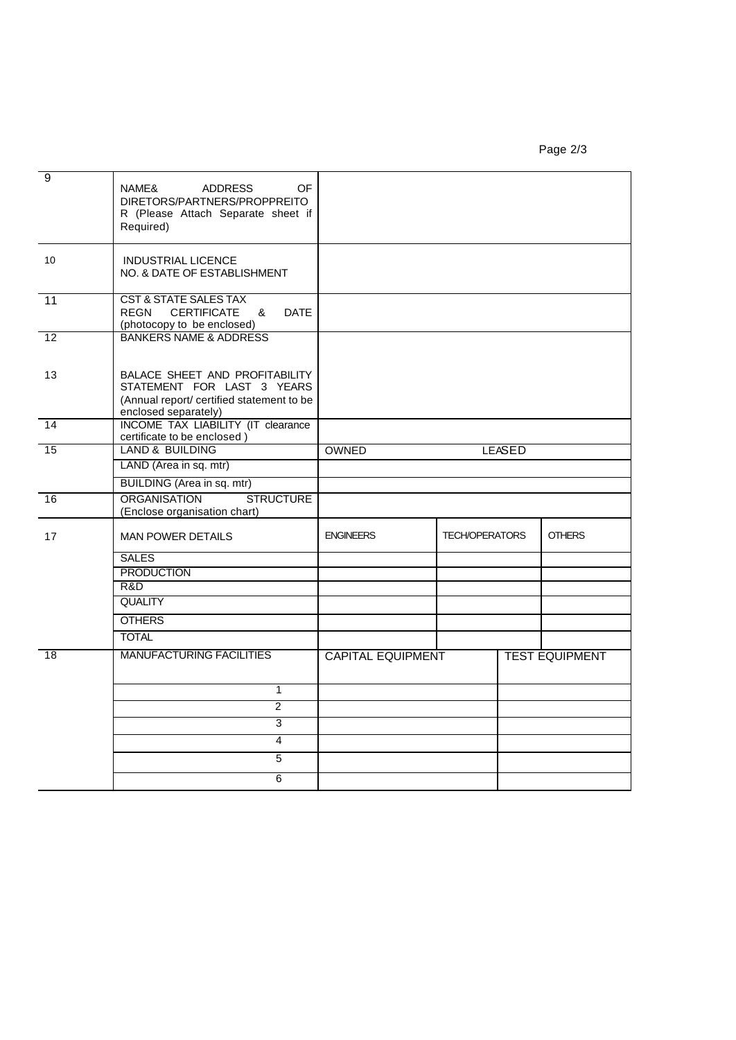| | | | | |
|---|---|---|---|---|
| 9 | NAME& ADDRESS OF DIRETORS/PARTNERS/PROPPREITOR (Please Attach Separate sheet if Required) | | | |
| 10 | INDUSTRIAL LICENCE NO. & DATE OF ESTABLISHMENT | | | |
| 11 | CST & STATE SALES TAX REGN CERTIFICATE & DATE (photocopy to be enclosed) | | | |
| 12 | BANKERS NAME & ADDRESS | | | |
| 13 | BALACE SHEET AND PROFITABILITY STATEMENT FOR LAST 3 YEARS (Annual report/ certified statement to be enclosed separately) | | | |
| 14 | INCOME TAX LIABILITY (IT clearance certificate to be enclosed ) | | | |
| 15 | LAND & BUILDING | OWNED | LEASED | |
| | LAND (Area in sq. mtr) | | | |
| | BUILDING (Area in sq. mtr) | | | |
| 16 | ORGANISATION STRUCTURE (Enclose organisation chart) | | | |
| 17 | MAN POWER DETAILS | ENGINEERS | TECH/OPERATORS | OTHERS |
| | SALES | | | |
| | PRODUCTION | | | |
| | R&D | | | |
| | QUALITY | | | |
| | OTHERS | | | |
| | TOTAL | | | |
| 18 | MANUFACTURING FACILITIES | CAPITAL EQUIPMENT | | TEST EQUIPMENT |
| | 1 | | | |
| | 2 | | | |
| | 3 | | | |
| | 4 | | | |
| | 5 | | | |
| | 6 | | | |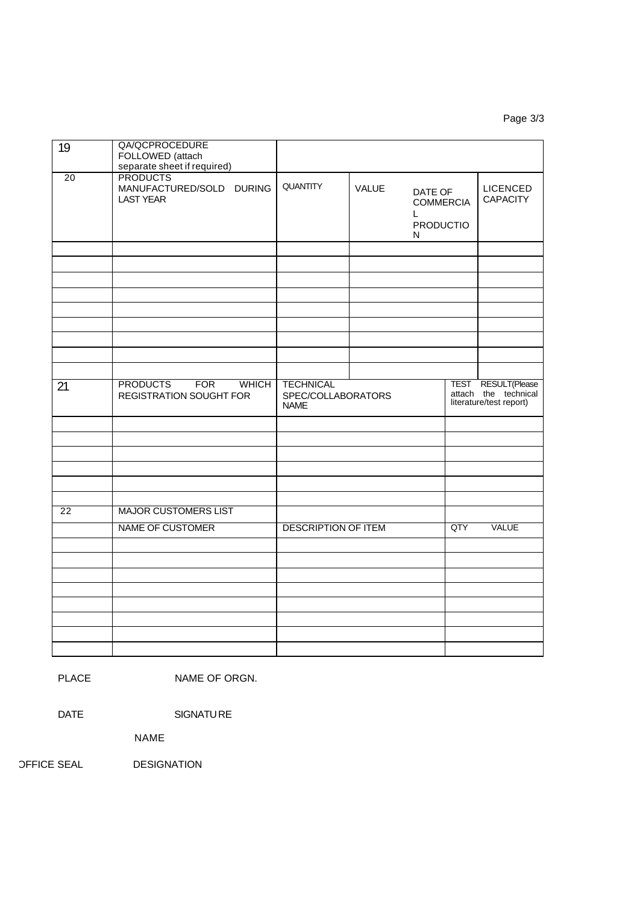| | | | | | |
|---|---|---|---|---|---|
| 19 | QA/QCPROCEDURE FOLLOWED (attach separate sheet if required) | | | | |
| 20 | PRODUCTS MANUFACTURED/SOLD DURING LAST YEAR | QUANTITY | VALUE | DATE OF COMMERCIAL PRODUCTION | LICENCED CAPACITY |
| | | | | | |
| | | | | | |
| | | | | | |
| | | | | | |
| | | | | | |
| | | | | | |
| | | | | | |
| | | | | | |
| | | | | | |

| | | | |
|---|---|---|---|
| 21 | PRODUCTS FOR WHICH REGISTRATION SOUGHT FOR | TECHNICAL SPEC/COLLABORATORS NAME | TEST RESULT(Please attach the technical literature/test report) |
| | | | |
| | | | |
| | | | |
| | | | |
| | | | |
| | | | |

| | | | | |
|---|---|---|---|---|
| 22 | MAJOR CUSTOMERS LIST | | | |
| | NAME OF CUSTOMER | DESCRIPTION OF ITEM | QTY | VALUE |
| | | | | |
| | | | | |
| | | | | |
| | | | | |
| | | | | |
| | | | | |
| | | | | |
| | | | | |

PLACE NAME OF ORGN.

DATE SIGNATURE

NAME

OFFICE SEAL DESIGNATION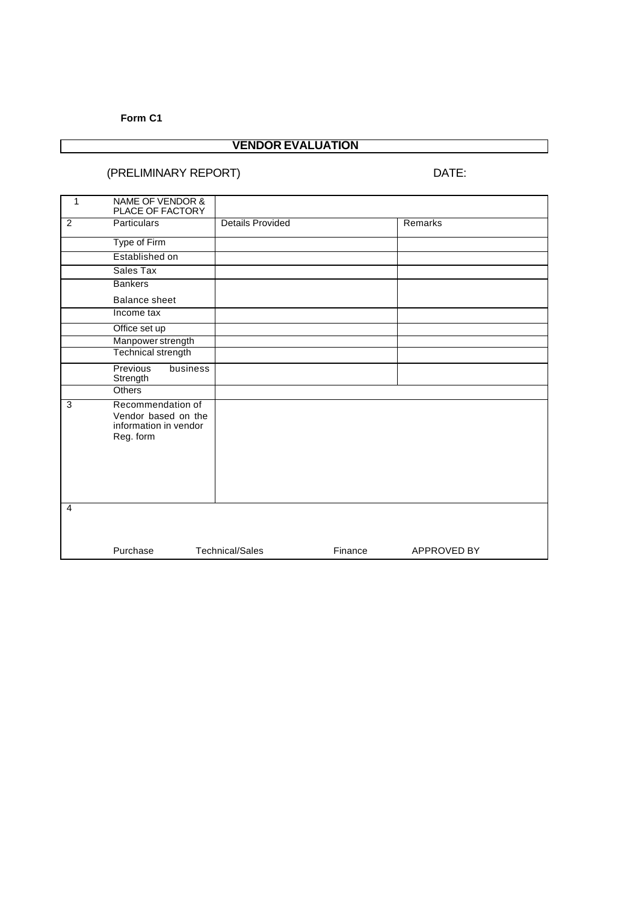**Form C1**

# VENDOR EVALUATION

(PRELIMINARY REPORT) DATE:

| | | | |
|---|---|---|---|
| 1 | NAME OF VENDOR & PLACE OF FACTORY | | |
| 2 | Particulars | Details Provided | Remarks |
| | Type of Firm | | |
| | Established on | | |
| | Sales Tax | | |
| | Bankers<br>Balance sheet | | |
| | Income tax | | |
| | Office set up | | |
| | Manpower strength | | |
| | Technical strength | | |
| | Previous business Strength | | |
| | Others | | |
| 3 | Recommendation of Vendor based on the information in vendor Reg. form | | |
| 4 | Purchase | Technical/Sales | Finance &nbsp;&nbsp;&nbsp; APPROVED BY |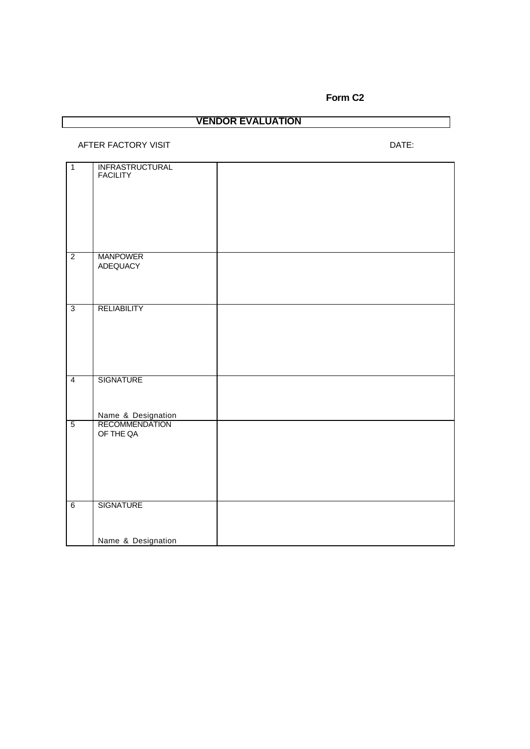**Form C2**

## VENDOR EVALUATION

AFTER FACTORY VISIT DATE:

| | | |
|---|---|---|
| 1 | INFRASTRUCTURAL FACILITY | |
| 2 | MANPOWER ADEQUACY | |
| 3 | RELIABILITY | |
| 4 | SIGNATURE<br><br>Name & Designation | |
| 5 | RECOMMENDATION OF THE QA | |
| 6 | SIGNATURE<br><br>Name & Designation | |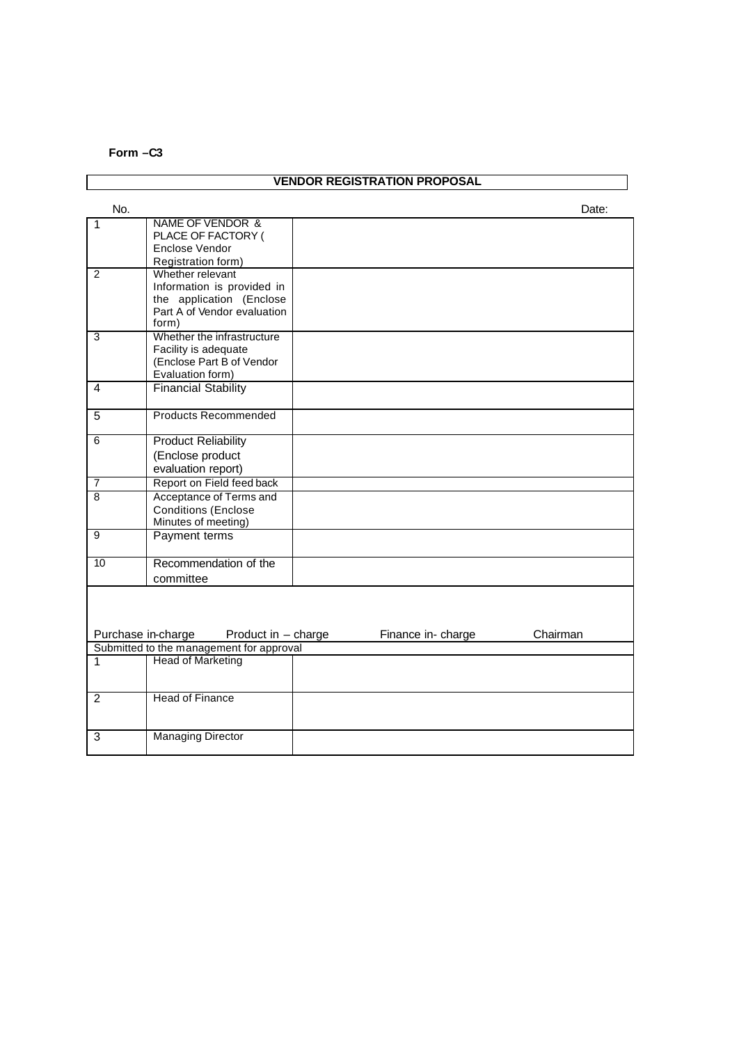**Form –C3**

## VENDOR REGISTRATION PROPOSAL

No. Date:

| | | |
|---|---|---|
| 1 | NAME OF VENDOR & PLACE OF FACTORY ( Enclose Vendor Registration form) | |
| 2 | Whether relevant Information is provided in the application (Enclose Part A of Vendor evaluation form) | |
| 3 | Whether the infrastructure Facility is adequate (Enclose Part B of Vendor Evaluation form) | |
| 4 | Financial Stability | |
| 5 | Products Recommended | |
| 6 | Product Reliability (Enclose product evaluation report) | |
| 7 | Report on Field feed back | |
| 8 | Acceptance of Terms and Conditions (Enclose Minutes of meeting) | |
| 9 | Payment terms | |
| 10 | Recommendation of the committee | |

Purchase in-charge Product in – charge Finance in- charge Chairman

| Submitted to the management for approval | | |
|---|---|---|
| 1 | Head of Marketing | |
| 2 | Head of Finance | |
| 3 | Managing Director | |